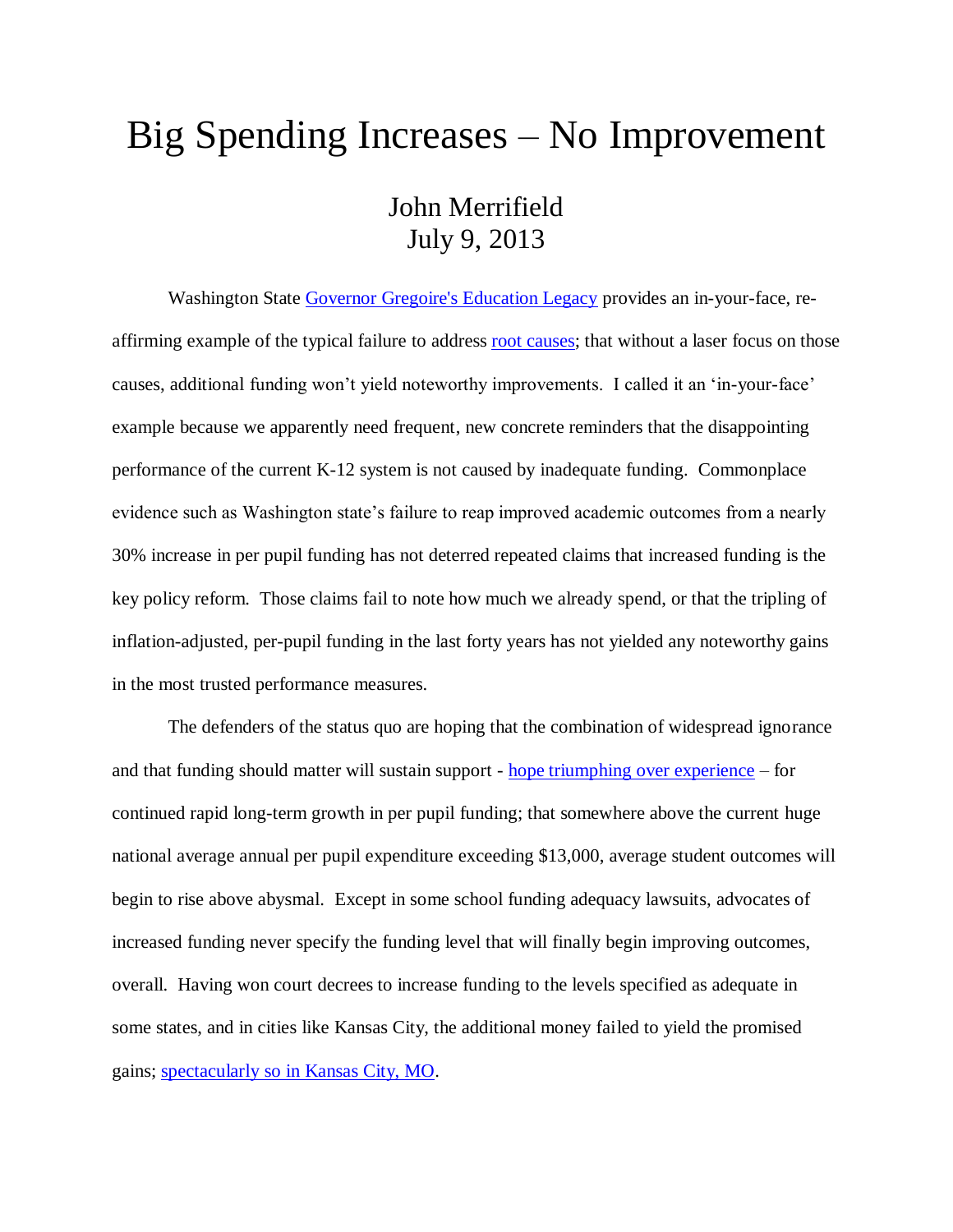# Big Spending Increases – No Improvement

John Merrifield
July 9, 2013

Washington State Governor Gregoire's Education Legacy provides an in-your-face, re-affirming example of the typical failure to address root causes; that without a laser focus on those causes, additional funding won't yield noteworthy improvements. I called it an 'in-your-face' example because we apparently need frequent, new concrete reminders that the disappointing performance of the current K-12 system is not caused by inadequate funding. Commonplace evidence such as Washington state's failure to reap improved academic outcomes from a nearly 30% increase in per pupil funding has not deterred repeated claims that increased funding is the key policy reform. Those claims fail to note how much we already spend, or that the tripling of inflation-adjusted, per-pupil funding in the last forty years has not yielded any noteworthy gains in the most trusted performance measures.

The defenders of the status quo are hoping that the combination of widespread ignorance and that funding should matter will sustain support - hope triumphing over experience – for continued rapid long-term growth in per pupil funding; that somewhere above the current huge national average annual per pupil expenditure exceeding $13,000, average student outcomes will begin to rise above abysmal. Except in some school funding adequacy lawsuits, advocates of increased funding never specify the funding level that will finally begin improving outcomes, overall. Having won court decrees to increase funding to the levels specified as adequate in some states, and in cities like Kansas City, the additional money failed to yield the promised gains; spectacularly so in Kansas City, MO.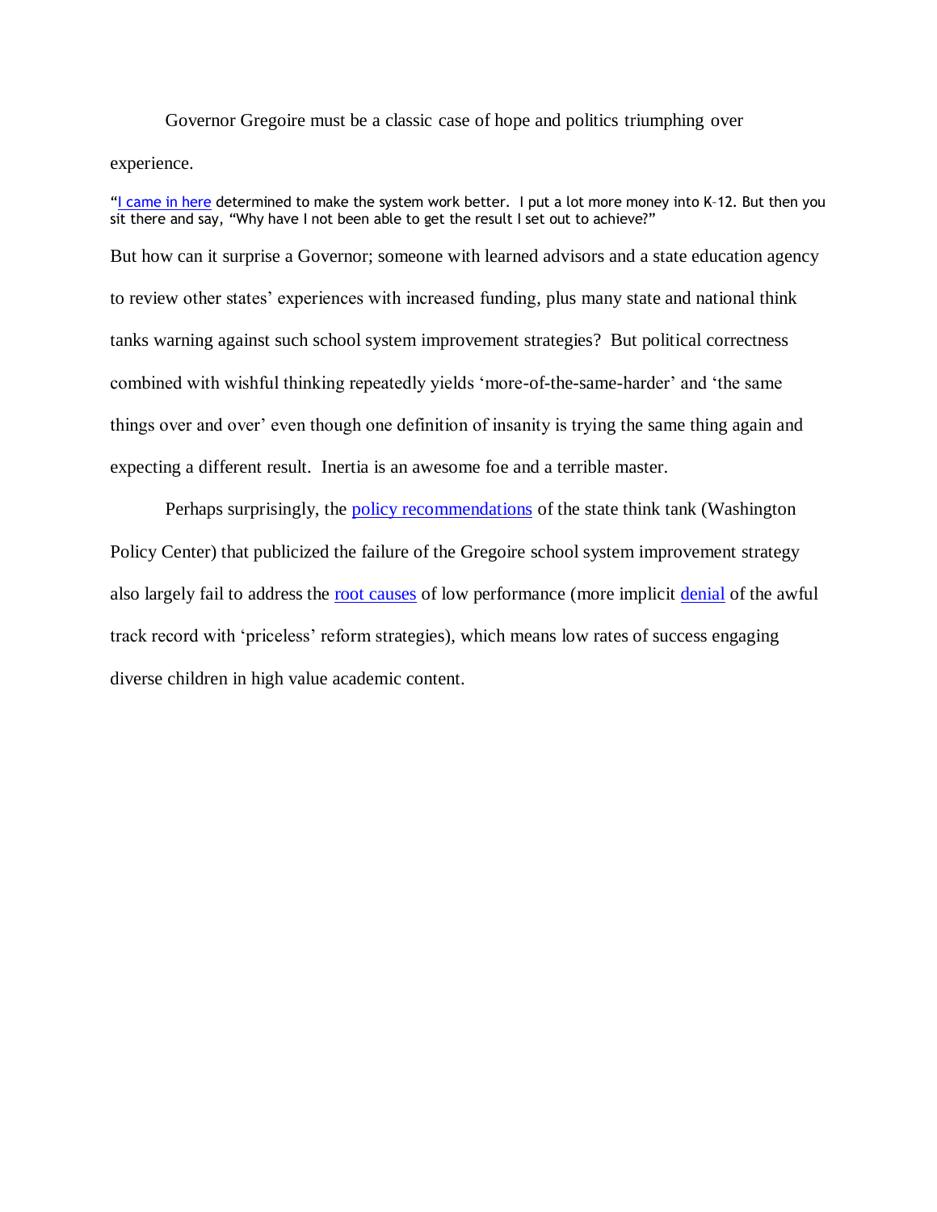Governor Gregoire must be a classic case of hope and politics triumphing over experience.

"I came in here determined to make the system work better. I put a lot more money into K–12. But then you sit there and say, "Why have I not been able to get the result I set out to achieve?"

But how can it surprise a Governor; someone with learned advisors and a state education agency to review other states' experiences with increased funding, plus many state and national think tanks warning against such school system improvement strategies? But political correctness combined with wishful thinking repeatedly yields 'more-of-the-same-harder' and 'the same things over and over' even though one definition of insanity is trying the same thing again and expecting a different result. Inertia is an awesome foe and a terrible master.

Perhaps surprisingly, the policy recommendations of the state think tank (Washington Policy Center) that publicized the failure of the Gregoire school system improvement strategy also largely fail to address the root causes of low performance (more implicit denial of the awful track record with 'priceless' reform strategies), which means low rates of success engaging diverse children in high value academic content.